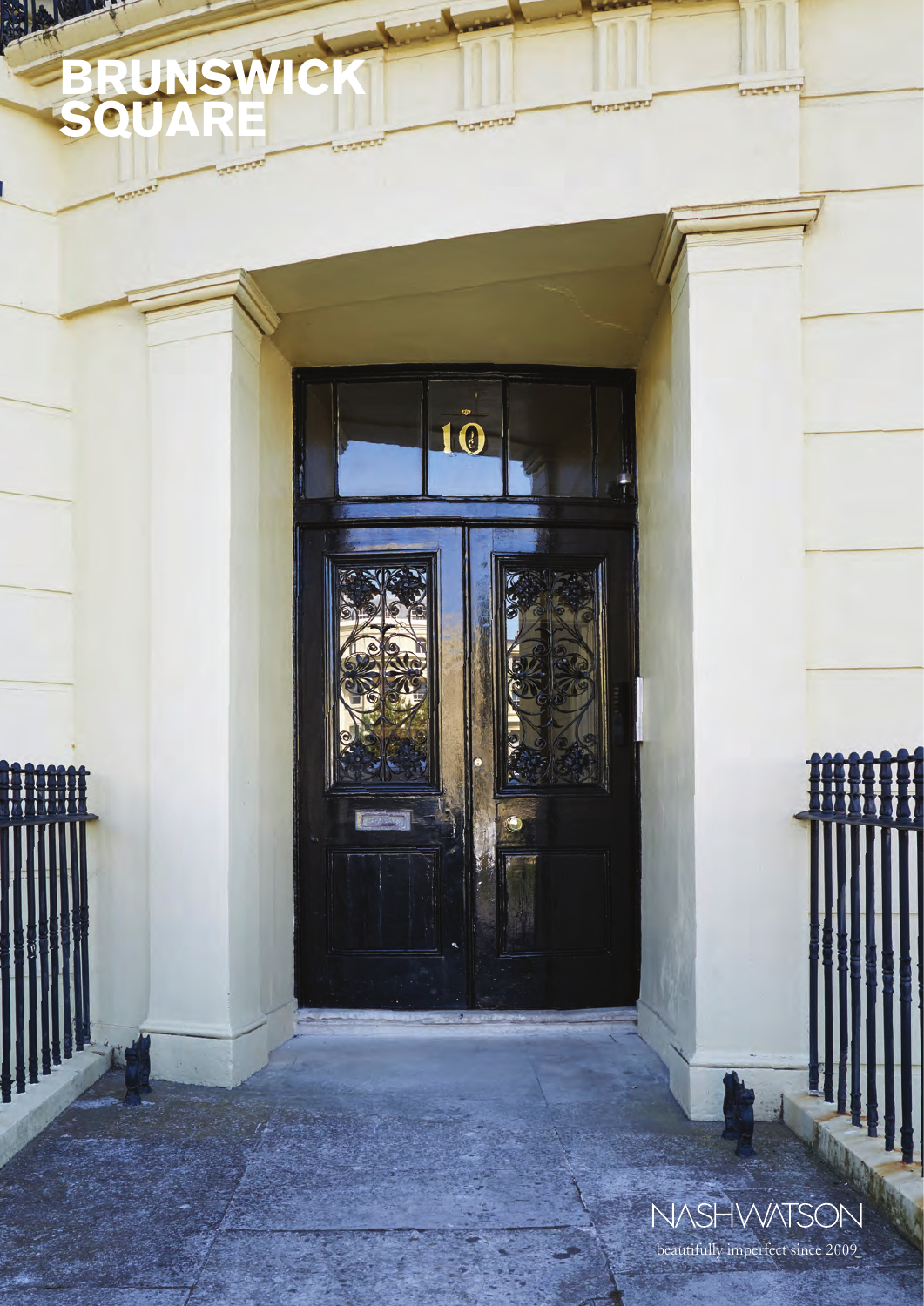# BRUNSWICK SQUARE

NASHWATSON

beautifully imperfect since 2009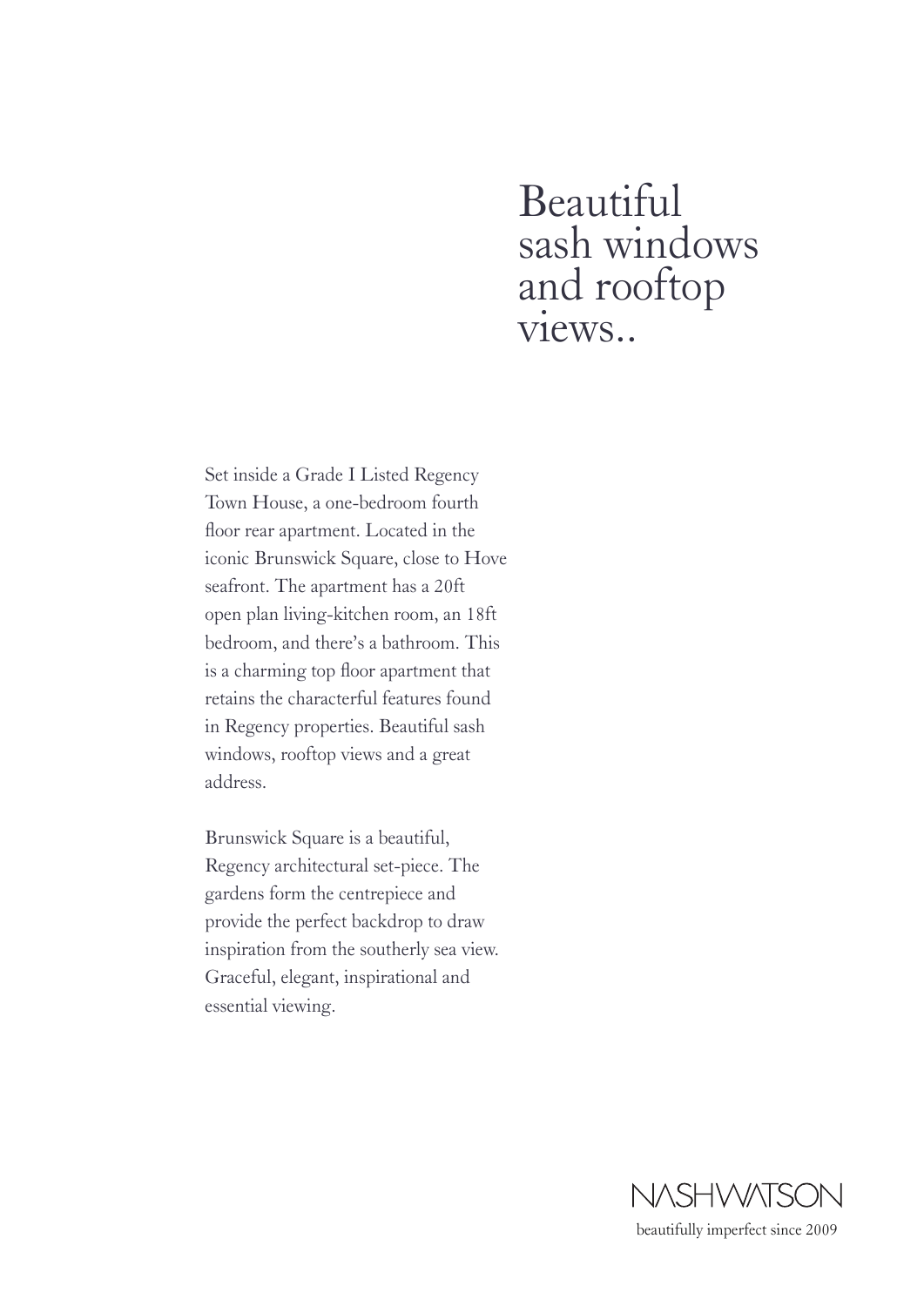# Beautiful sash windows and rooftop views..

Set inside a Grade I Listed Regency Town House, a one-bedroom fourth floor rear apartment. Located in the iconic Brunswick Square, close to Hove seafront. The apartment has a 20ft open plan living-kitchen room, an 18ft bedroom, and there's a bathroom. This is a charming top floor apartment that retains the characterful features found in Regency properties. Beautiful sash windows, rooftop views and a great address.

Brunswick Square is a beautiful, Regency architectural set-piece. The gardens form the centrepiece and provide the perfect backdrop to draw inspiration from the southerly sea view. Graceful, elegant, inspirational and essential viewing.

NASHWATSON

beautifully imperfect since 2009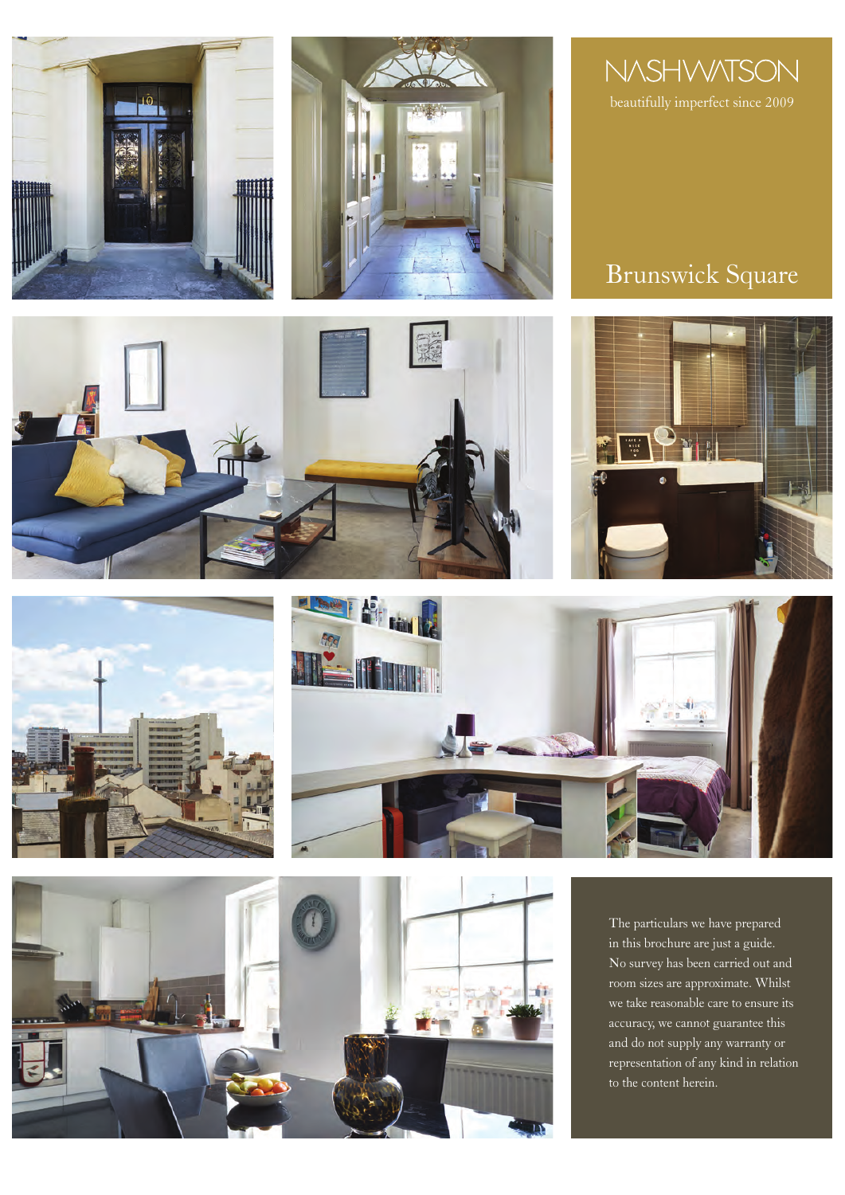NASHWATSON

beautifully imperfect since 2009

# Brunswick Square

The particulars we have prepared in this brochure are just a guide. No survey has been carried out and room sizes are approximate. Whilst we take reasonable care to ensure its accuracy, we cannot guarantee this and do not supply any warranty or representation of any kind in relation to the content herein.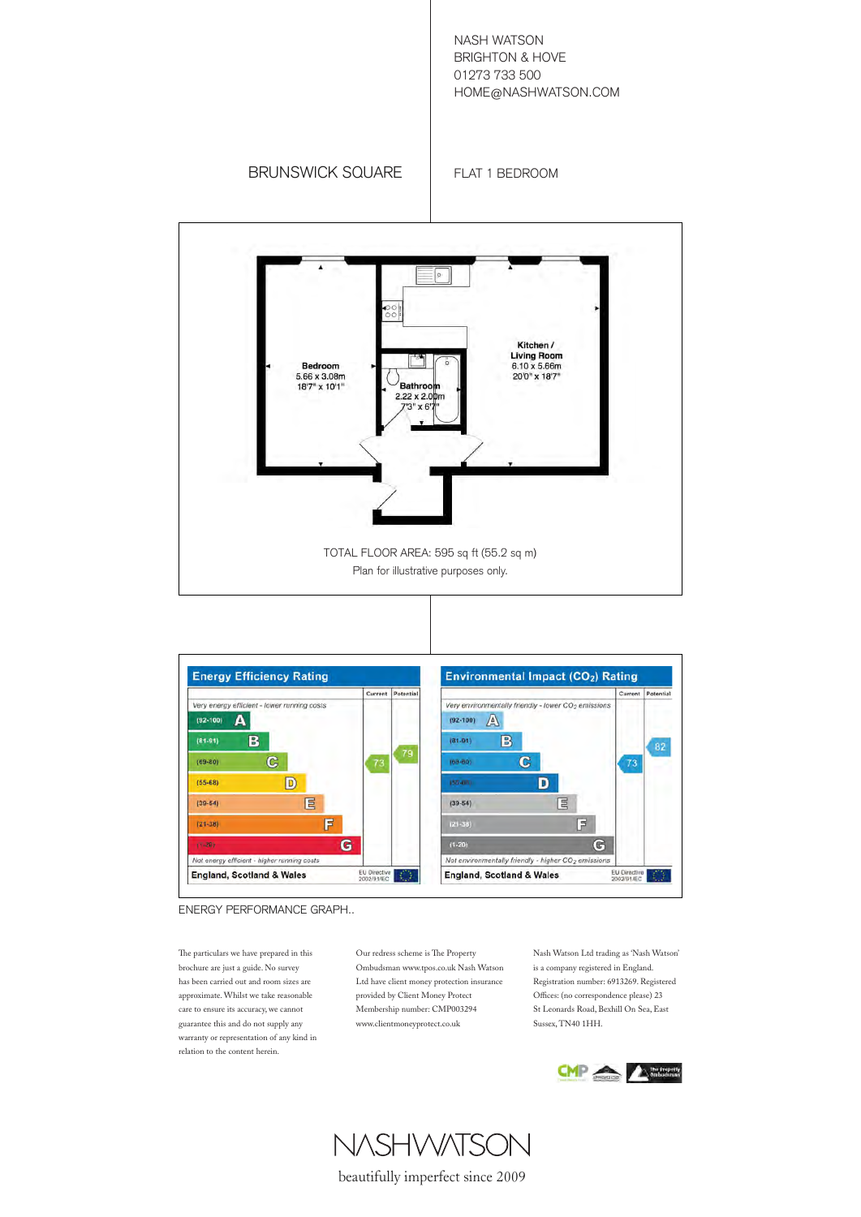NASH WATSON
BRIGHTON & HOVE
01273 733 500
HOME@NASHWATSON.COM

BRUNSWICK SQUARE

FLAT 1 BEDROOM

Bedroom
5.66 x 3.08m
18'7" x 10'1"

Bathroom
2.22 x 2.00m
7'3" x 6'7"

Kitchen / Living Room
6.10 x 5.66m
20'0" x 18'7"

TOTAL FLOOR AREA: 595 sq ft (55.2 sq m)
Plan for illustrative purposes only.

**Energy Efficiency Rating**

Current
Potential

Very energy efficient - lower running costs

(92-100) A
(81-91) B
(69-80) C
(55-68) D
(39-54) E
(21-38) F
(1-20) G

Not energy efficient - higher running costs

73
79

England, Scotland & Wales
EU Directive 2002/91/EC

**Environmental Impact ($CO_2$) Rating**

Current
Potential

Very environmentally friendly - lower $CO_2$ emissions

(92-100) A
(81-91) B
(69-80) C
(55-68) D
(39-54) E
(21-38) F
(1-20) G

Not environmentally friendly - higher $CO_2$ emissions

73
82

England, Scotland & Wales
EU Directive 2002/91/EC

ENERGY PERFORMANCE GRAPH..

The particulars we have prepared in this brochure are just a guide. No survey has been carried out and room sizes are approximate. Whilst we take reasonable care to ensure its accuracy, we cannot guarantee this and do not supply any warranty or representation of any kind in relation to the content herein.

Our redress scheme is The Property Ombudsman www.tpos.co.uk Nash Watson Ltd have client money protection insurance provided by Client Money Protect Membership number: CMP003294 www.clientmoneyprotect.co.uk

Nash Watson Ltd trading as 'Nash Watson' is a company registered in England. Registration number: 6913269. Registered Offices: (no correspondence please) 23 St Leonards Road, Bexhill On Sea, East Sussex, TN40 1HH.

NASHWATSON
beautifully imperfect since 2009